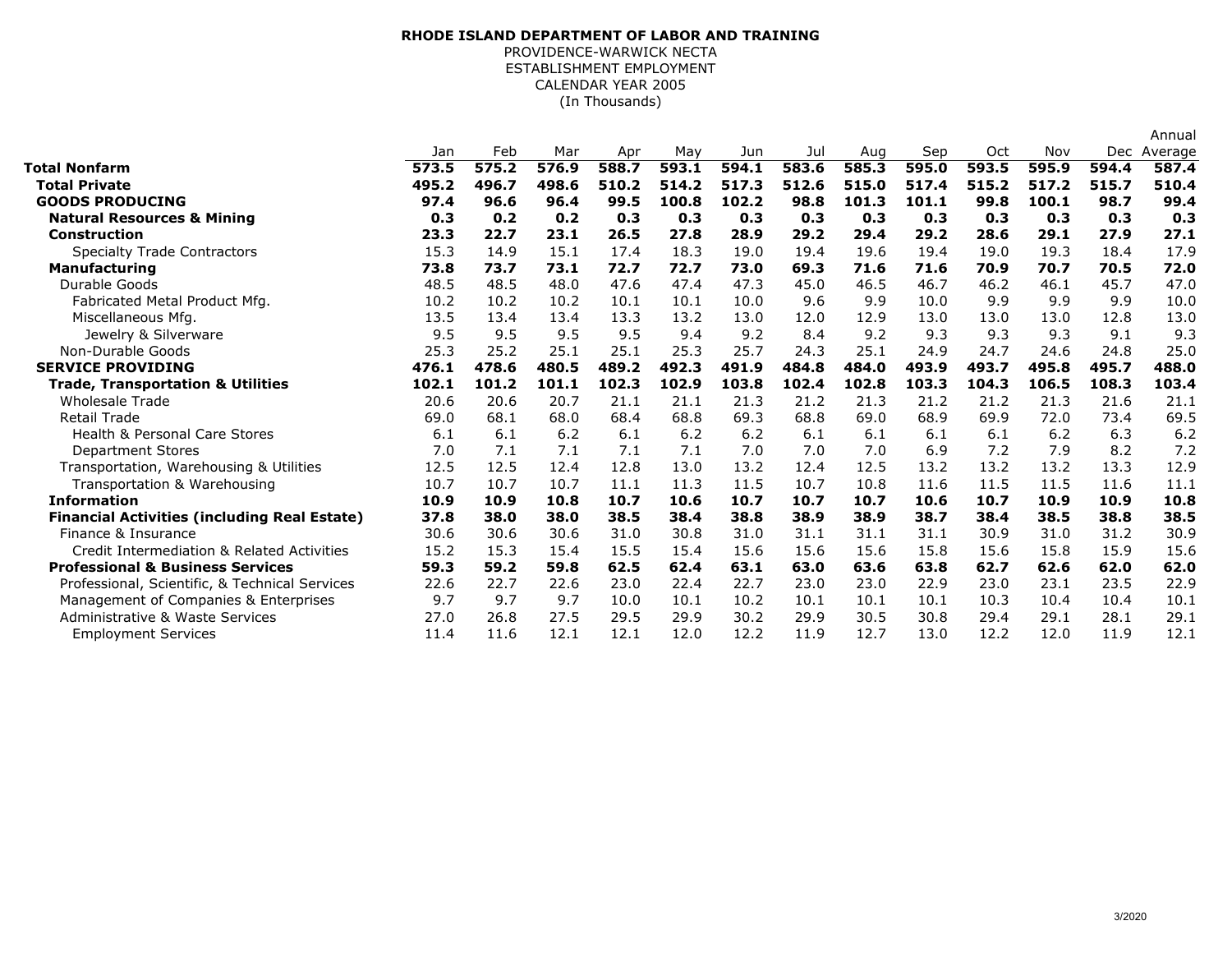**RHODE ISLAND DEPARTMENT OF LABOR AND TRAINING**
PROVIDENCE-WARWICK NECTA
ESTABLISHMENT EMPLOYMENT
CALENDAR YEAR 2005
(In Thousands)

| | Jan | Feb | Mar | Apr | May | Jun | Jul | Aug | Sep | Oct | Nov | Dec | Annual Average |
|---|---|---|---|---|---|---|---|---|---|---|---|---|---|
| **Total Nonfarm** | **573.5** | **575.2** | **576.9** | **588.7** | **593.1** | **594.1** | **583.6** | **585.3** | **595.0** | **593.5** | **595.9** | **594.4** | **587.4** |
| **Total Private** | **495.2** | **496.7** | **498.6** | **510.2** | **514.2** | **517.3** | **512.6** | **515.0** | **517.4** | **515.2** | **517.2** | **515.7** | **510.4** |
| **GOODS PRODUCING** | **97.4** | **96.6** | **96.4** | **99.5** | **100.8** | **102.2** | **98.8** | **101.3** | **101.1** | **99.8** | **100.1** | **98.7** | **99.4** |
| **Natural Resources & Mining** | **0.3** | **0.2** | **0.2** | **0.3** | **0.3** | **0.3** | **0.3** | **0.3** | **0.3** | **0.3** | **0.3** | **0.3** | **0.3** |
| **Construction** | **23.3** | **22.7** | **23.1** | **26.5** | **27.8** | **28.9** | **29.2** | **29.4** | **29.2** | **28.6** | **29.1** | **27.9** | **27.1** |
| Specialty Trade Contractors | 15.3 | 14.9 | 15.1 | 17.4 | 18.3 | 19.0 | 19.4 | 19.6 | 19.4 | 19.0 | 19.3 | 18.4 | 17.9 |
| **Manufacturing** | **73.8** | **73.7** | **73.1** | **72.7** | **72.7** | **73.0** | **69.3** | **71.6** | **71.6** | **70.9** | **70.7** | **70.5** | **72.0** |
| Durable Goods | 48.5 | 48.5 | 48.0 | 47.6 | 47.4 | 47.3 | 45.0 | 46.5 | 46.7 | 46.2 | 46.1 | 45.7 | 47.0 |
| Fabricated Metal Product Mfg. | 10.2 | 10.2 | 10.2 | 10.1 | 10.1 | 10.0 | 9.6 | 9.9 | 10.0 | 9.9 | 9.9 | 9.9 | 10.0 |
| Miscellaneous Mfg. | 13.5 | 13.4 | 13.4 | 13.3 | 13.2 | 13.0 | 12.0 | 12.9 | 13.0 | 13.0 | 13.0 | 12.8 | 13.0 |
| Jewelry & Silverware | 9.5 | 9.5 | 9.5 | 9.5 | 9.4 | 9.2 | 8.4 | 9.2 | 9.3 | 9.3 | 9.3 | 9.1 | 9.3 |
| Non-Durable Goods | 25.3 | 25.2 | 25.1 | 25.1 | 25.3 | 25.7 | 24.3 | 25.1 | 24.9 | 24.7 | 24.6 | 24.8 | 25.0 |
| **SERVICE PROVIDING** | **476.1** | **478.6** | **480.5** | **489.2** | **492.3** | **491.9** | **484.8** | **484.0** | **493.9** | **493.7** | **495.8** | **495.7** | **488.0** |
| **Trade, Transportation & Utilities** | **102.1** | **101.2** | **101.1** | **102.3** | **102.9** | **103.8** | **102.4** | **102.8** | **103.3** | **104.3** | **106.5** | **108.3** | **103.4** |
| Wholesale Trade | 20.6 | 20.6 | 20.7 | 21.1 | 21.1 | 21.3 | 21.2 | 21.3 | 21.2 | 21.2 | 21.3 | 21.6 | 21.1 |
| Retail Trade | 69.0 | 68.1 | 68.0 | 68.4 | 68.8 | 69.3 | 68.8 | 69.0 | 68.9 | 69.9 | 72.0 | 73.4 | 69.5 |
| Health & Personal Care Stores | 6.1 | 6.1 | 6.2 | 6.1 | 6.2 | 6.2 | 6.1 | 6.1 | 6.1 | 6.1 | 6.2 | 6.3 | 6.2 |
| Department Stores | 7.0 | 7.1 | 7.1 | 7.1 | 7.1 | 7.0 | 7.0 | 7.0 | 6.9 | 7.2 | 7.9 | 8.2 | 7.2 |
| Transportation, Warehousing & Utilities | 12.5 | 12.5 | 12.4 | 12.8 | 13.0 | 13.2 | 12.4 | 12.5 | 13.2 | 13.2 | 13.2 | 13.3 | 12.9 |
| Transportation & Warehousing | 10.7 | 10.7 | 10.7 | 11.1 | 11.3 | 11.5 | 10.7 | 10.8 | 11.6 | 11.5 | 11.5 | 11.6 | 11.1 |
| **Information** | **10.9** | **10.9** | **10.8** | **10.7** | **10.6** | **10.7** | **10.7** | **10.7** | **10.6** | **10.7** | **10.9** | **10.9** | **10.8** |
| **Financial Activities (including Real Estate)** | **37.8** | **38.0** | **38.0** | **38.5** | **38.4** | **38.8** | **38.9** | **38.9** | **38.7** | **38.4** | **38.5** | **38.8** | **38.5** |
| Finance & Insurance | 30.6 | 30.6 | 30.6 | 31.0 | 30.8 | 31.0 | 31.1 | 31.1 | 31.1 | 30.9 | 31.0 | 31.2 | 30.9 |
| Credit Intermediation & Related Activities | 15.2 | 15.3 | 15.4 | 15.5 | 15.4 | 15.6 | 15.6 | 15.6 | 15.8 | 15.6 | 15.8 | 15.9 | 15.6 |
| **Professional & Business Services** | **59.3** | **59.2** | **59.8** | **62.5** | **62.4** | **63.1** | **63.0** | **63.6** | **63.8** | **62.7** | **62.6** | **62.0** | **62.0** |
| Professional, Scientific, & Technical Services | 22.6 | 22.7 | 22.6 | 23.0 | 22.4 | 22.7 | 23.0 | 23.0 | 22.9 | 23.0 | 23.1 | 23.5 | 22.9 |
| Management of Companies & Enterprises | 9.7 | 9.7 | 9.7 | 10.0 | 10.1 | 10.2 | 10.1 | 10.1 | 10.1 | 10.3 | 10.4 | 10.4 | 10.1 |
| Administrative & Waste Services | 27.0 | 26.8 | 27.5 | 29.5 | 29.9 | 30.2 | 29.9 | 30.5 | 30.8 | 29.4 | 29.1 | 28.1 | 29.1 |
| Employment Services | 11.4 | 11.6 | 12.1 | 12.1 | 12.0 | 12.2 | 11.9 | 12.7 | 13.0 | 12.2 | 12.0 | 11.9 | 12.1 |

3/2020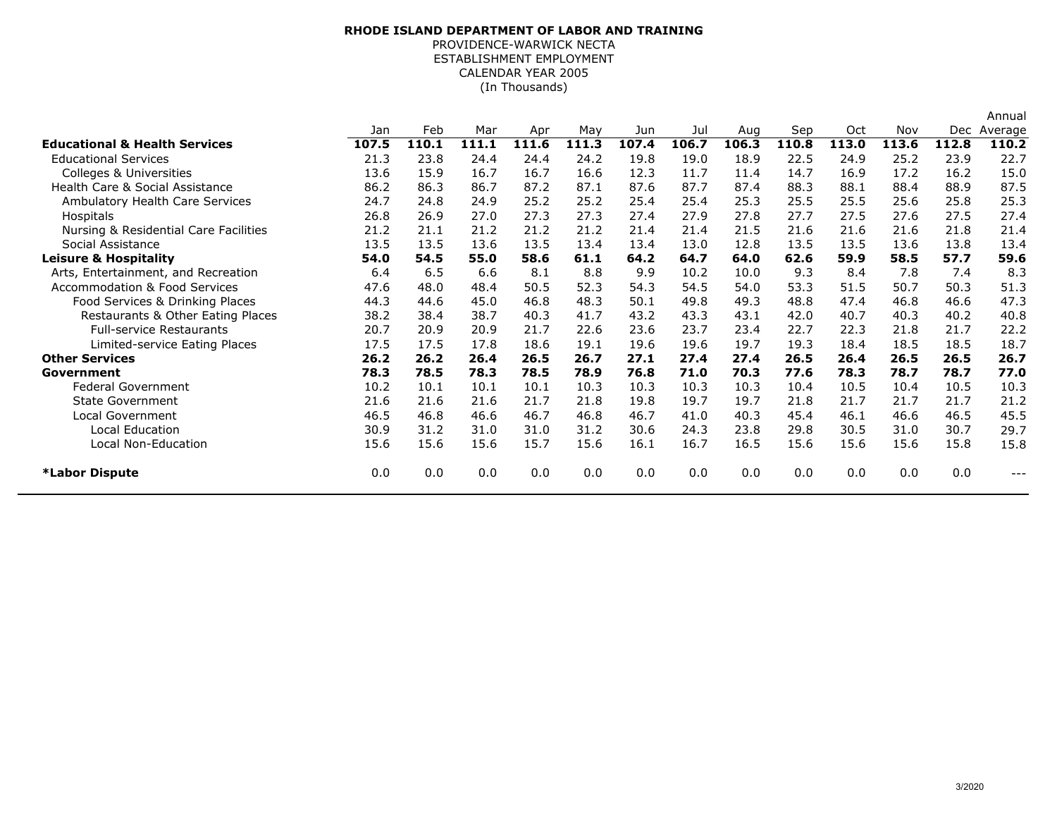**RHODE ISLAND DEPARTMENT OF LABOR AND TRAINING**
PROVIDENCE-WARWICK NECTA
ESTABLISHMENT EMPLOYMENT
CALENDAR YEAR 2005
(In Thousands)

| | Jan | Feb | Mar | Apr | May | Jun | Jul | Aug | Sep | Oct | Nov | Dec | Annual Average |
|---|---|---|---|---|---|---|---|---|---|---|---|---|---|
| **Educational & Health Services** | **107.5** | **110.1** | **111.1** | **111.6** | **111.3** | **107.4** | **106.7** | **106.3** | **110.8** | **113.0** | **113.6** | **112.8** | **110.2** |
| Educational Services | 21.3 | 23.8 | 24.4 | 24.4 | 24.2 | 19.8 | 19.0 | 18.9 | 22.5 | 24.9 | 25.2 | 23.9 | 22.7 |
| Colleges & Universities | 13.6 | 15.9 | 16.7 | 16.7 | 16.6 | 12.3 | 11.7 | 11.4 | 14.7 | 16.9 | 17.2 | 16.2 | 15.0 |
| Health Care & Social Assistance | 86.2 | 86.3 | 86.7 | 87.2 | 87.1 | 87.6 | 87.7 | 87.4 | 88.3 | 88.1 | 88.4 | 88.9 | 87.5 |
| Ambulatory Health Care Services | 24.7 | 24.8 | 24.9 | 25.2 | 25.2 | 25.4 | 25.4 | 25.3 | 25.5 | 25.5 | 25.6 | 25.8 | 25.3 |
| Hospitals | 26.8 | 26.9 | 27.0 | 27.3 | 27.3 | 27.4 | 27.9 | 27.8 | 27.7 | 27.5 | 27.6 | 27.5 | 27.4 |
| Nursing & Residential Care Facilities | 21.2 | 21.1 | 21.2 | 21.2 | 21.2 | 21.4 | 21.4 | 21.5 | 21.6 | 21.6 | 21.6 | 21.8 | 21.4 |
| Social Assistance | 13.5 | 13.5 | 13.6 | 13.5 | 13.4 | 13.4 | 13.0 | 12.8 | 13.5 | 13.5 | 13.6 | 13.8 | 13.4 |
| **Leisure & Hospitality** | **54.0** | **54.5** | **55.0** | **58.6** | **61.1** | **64.2** | **64.7** | **64.0** | **62.6** | **59.9** | **58.5** | **57.7** | **59.6** |
| Arts, Entertainment, and Recreation | 6.4 | 6.5 | 6.6 | 8.1 | 8.8 | 9.9 | 10.2 | 10.0 | 9.3 | 8.4 | 7.8 | 7.4 | 8.3 |
| Accommodation & Food Services | 47.6 | 48.0 | 48.4 | 50.5 | 52.3 | 54.3 | 54.5 | 54.0 | 53.3 | 51.5 | 50.7 | 50.3 | 51.3 |
| Food Services & Drinking Places | 44.3 | 44.6 | 45.0 | 46.8 | 48.3 | 50.1 | 49.8 | 49.3 | 48.8 | 47.4 | 46.8 | 46.6 | 47.3 |
| Restaurants & Other Eating Places | 38.2 | 38.4 | 38.7 | 40.3 | 41.7 | 43.2 | 43.3 | 43.1 | 42.0 | 40.7 | 40.3 | 40.2 | 40.8 |
| Full-service Restaurants | 20.7 | 20.9 | 20.9 | 21.7 | 22.6 | 23.6 | 23.7 | 23.4 | 22.7 | 22.3 | 21.8 | 21.7 | 22.2 |
| Limited-service Eating Places | 17.5 | 17.5 | 17.8 | 18.6 | 19.1 | 19.6 | 19.6 | 19.7 | 19.3 | 18.4 | 18.5 | 18.5 | 18.7 |
| **Other Services** | **26.2** | **26.2** | **26.4** | **26.5** | **26.7** | **27.1** | **27.4** | **27.4** | **26.5** | **26.4** | **26.5** | **26.5** | **26.7** |
| **Government** | **78.3** | **78.5** | **78.3** | **78.5** | **78.9** | **76.8** | **71.0** | **70.3** | **77.6** | **78.3** | **78.7** | **78.7** | **77.0** |
| Federal Government | 10.2 | 10.1 | 10.1 | 10.1 | 10.3 | 10.3 | 10.3 | 10.3 | 10.4 | 10.5 | 10.4 | 10.5 | 10.3 |
| State Government | 21.6 | 21.6 | 21.6 | 21.7 | 21.8 | 19.8 | 19.7 | 19.7 | 21.8 | 21.7 | 21.7 | 21.7 | 21.2 |
| Local Government | 46.5 | 46.8 | 46.6 | 46.7 | 46.8 | 46.7 | 41.0 | 40.3 | 45.4 | 46.1 | 46.6 | 46.5 | 45.5 |
| Local Education | 30.9 | 31.2 | 31.0 | 31.0 | 31.2 | 30.6 | 24.3 | 23.8 | 29.8 | 30.5 | 31.0 | 30.7 | 29.7 |
| Local Non-Education | 15.6 | 15.6 | 15.6 | 15.7 | 15.6 | 16.1 | 16.7 | 16.5 | 15.6 | 15.6 | 15.6 | 15.8 | 15.8 |
| **\*Labor Dispute** | 0.0 | 0.0 | 0.0 | 0.0 | 0.0 | 0.0 | 0.0 | 0.0 | 0.0 | 0.0 | 0.0 | 0.0 | --- |

3/2020